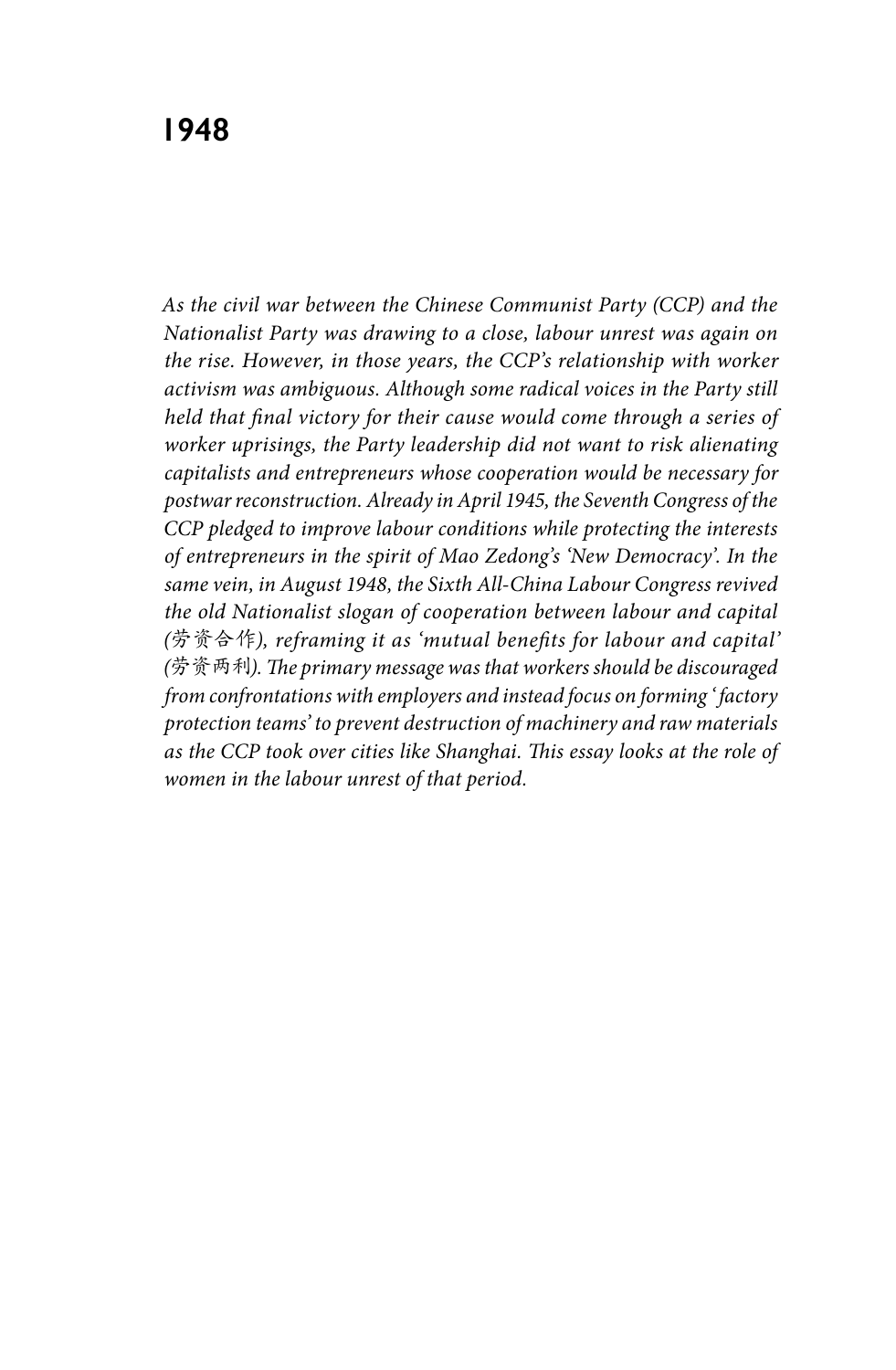# 1948

*As the civil war between the Chinese Communist Party (CCP) and the Nationalist Party was drawing to a close, labour unrest was again on the rise. However, in those years, the CCP's relationship with worker activism was ambiguous. Although some radical voices in the Party still held that final victory for their cause would come through a series of worker uprisings, the Party leadership did not want to risk alienating capitalists and entrepreneurs whose cooperation would be necessary for postwar reconstruction. Already in April 1945, the Seventh Congress of the CCP pledged to improve labour conditions while protecting the interests of entrepreneurs in the spirit of Mao Zedong's 'New Democracy'. In the same vein, in August 1948, the Sixth All-China Labour Congress revived the old Nationalist slogan of cooperation between labour and capital (劳资合作), reframing it as 'mutual benefits for labour and capital' (劳资两利). The primary message was that workers should be discouraged from confrontations with employers and instead focus on forming 'factory protection teams' to prevent destruction of machinery and raw materials as the CCP took over cities like Shanghai. This essay looks at the role of women in the labour unrest of that period.*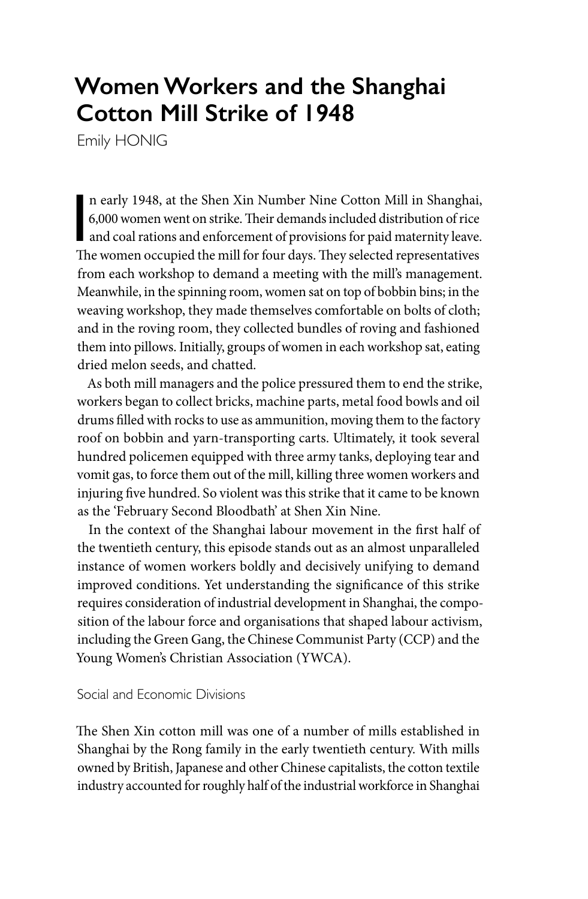# Women Workers and the Shanghai Cotton Mill Strike of 1948

Emily HONIG

In early 1948, at the Shen Xin Number Nine Cotton Mill in Shanghai, 6,000 women went on strike. Their demands included distribution of rice and coal rations and enforcement of provisions for paid maternity leave. The women occupied the mill for four days. They selected representatives from each workshop to demand a meeting with the mill's management. Meanwhile, in the spinning room, women sat on top of bobbin bins; in the weaving workshop, they made themselves comfortable on bolts of cloth; and in the roving room, they collected bundles of roving and fashioned them into pillows. Initially, groups of women in each workshop sat, eating dried melon seeds, and chatted.

As both mill managers and the police pressured them to end the strike, workers began to collect bricks, machine parts, metal food bowls and oil drums filled with rocks to use as ammunition, moving them to the factory roof on bobbin and yarn-transporting carts. Ultimately, it took several hundred policemen equipped with three army tanks, deploying tear and vomit gas, to force them out of the mill, killing three women workers and injuring five hundred. So violent was this strike that it came to be known as the 'February Second Bloodbath' at Shen Xin Nine.

In the context of the Shanghai labour movement in the first half of the twentieth century, this episode stands out as an almost unparalleled instance of women workers boldly and decisively unifying to demand improved conditions. Yet understanding the significance of this strike requires consideration of industrial development in Shanghai, the composition of the labour force and organisations that shaped labour activism, including the Green Gang, the Chinese Communist Party (CCP) and the Young Women's Christian Association (YWCA).

## Social and Economic Divisions

The Shen Xin cotton mill was one of a number of mills established in Shanghai by the Rong family in the early twentieth century. With mills owned by British, Japanese and other Chinese capitalists, the cotton textile industry accounted for roughly half of the industrial workforce in Shanghai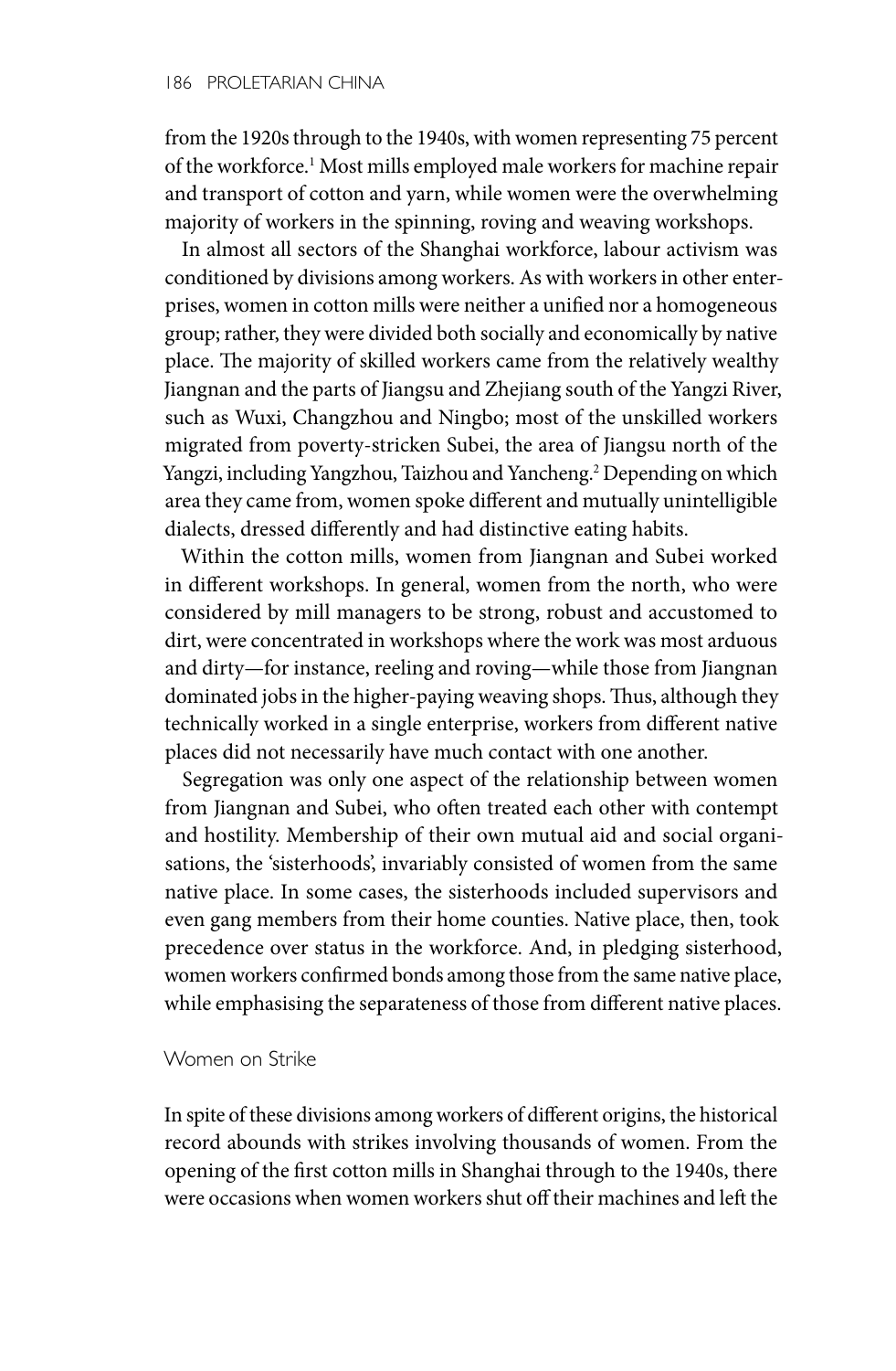from the 1920s through to the 1940s, with women representing 75 percent of the workforce.[1] Most mills employed male workers for machine repair and transport of cotton and yarn, while women were the overwhelming majority of workers in the spinning, roving and weaving workshops.

In almost all sectors of the Shanghai workforce, labour activism was conditioned by divisions among workers. As with workers in other enterprises, women in cotton mills were neither a unified nor a homogeneous group; rather, they were divided both socially and economically by native place. The majority of skilled workers came from the relatively wealthy Jiangnan and the parts of Jiangsu and Zhejiang south of the Yangzi River, such as Wuxi, Changzhou and Ningbo; most of the unskilled workers migrated from poverty-stricken Subei, the area of Jiangsu north of the Yangzi, including Yangzhou, Taizhou and Yancheng.[2] Depending on which area they came from, women spoke different and mutually unintelligible dialects, dressed differently and had distinctive eating habits.

Within the cotton mills, women from Jiangnan and Subei worked in different workshops. In general, women from the north, who were considered by mill managers to be strong, robust and accustomed to dirt, were concentrated in workshops where the work was most arduous and dirty—for instance, reeling and roving—while those from Jiangnan dominated jobs in the higher-paying weaving shops. Thus, although they technically worked in a single enterprise, workers from different native places did not necessarily have much contact with one another.

Segregation was only one aspect of the relationship between women from Jiangnan and Subei, who often treated each other with contempt and hostility. Membership of their own mutual aid and social organisations, the 'sisterhoods', invariably consisted of women from the same native place. In some cases, the sisterhoods included supervisors and even gang members from their home counties. Native place, then, took precedence over status in the workforce. And, in pledging sisterhood, women workers confirmed bonds among those from the same native place, while emphasising the separateness of those from different native places.

## Women on Strike

In spite of these divisions among workers of different origins, the historical record abounds with strikes involving thousands of women. From the opening of the first cotton mills in Shanghai through to the 1940s, there were occasions when women workers shut off their machines and left the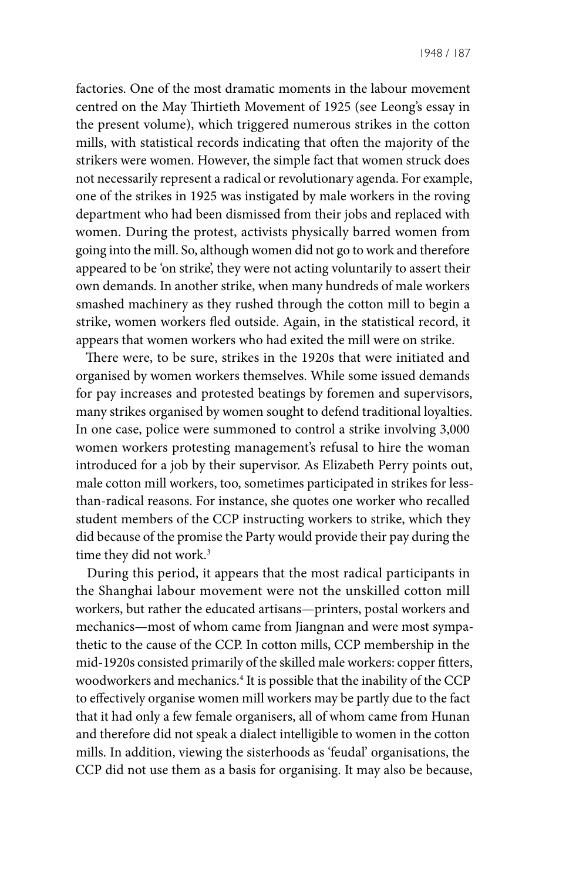factories. One of the most dramatic moments in the labour movement centred on the May Thirtieth Movement of 1925 (see Leong's essay in the present volume), which triggered numerous strikes in the cotton mills, with statistical records indicating that often the majority of the strikers were women. However, the simple fact that women struck does not necessarily represent a radical or revolutionary agenda. For example, one of the strikes in 1925 was instigated by male workers in the roving department who had been dismissed from their jobs and replaced with women. During the protest, activists physically barred women from going into the mill. So, although women did not go to work and therefore appeared to be 'on strike', they were not acting voluntarily to assert their own demands. In another strike, when many hundreds of male workers smashed machinery as they rushed through the cotton mill to begin a strike, women workers fled outside. Again, in the statistical record, it appears that women workers who had exited the mill were on strike.

There were, to be sure, strikes in the 1920s that were initiated and organised by women workers themselves. While some issued demands for pay increases and protested beatings by foremen and supervisors, many strikes organised by women sought to defend traditional loyalties. In one case, police were summoned to control a strike involving 3,000 women workers protesting management's refusal to hire the woman introduced for a job by their supervisor. As Elizabeth Perry points out, male cotton mill workers, too, sometimes participated in strikes for less-than-radical reasons. For instance, she quotes one worker who recalled student members of the CCP instructing workers to strike, which they did because of the promise the Party would provide their pay during the time they did not work.[3]

During this period, it appears that the most radical participants in the Shanghai labour movement were not the unskilled cotton mill workers, but rather the educated artisans—printers, postal workers and mechanics—most of whom came from Jiangnan and were most sympathetic to the cause of the CCP. In cotton mills, CCP membership in the mid-1920s consisted primarily of the skilled male workers: copper fitters, woodworkers and mechanics.[4] It is possible that the inability of the CCP to effectively organise women mill workers may be partly due to the fact that it had only a few female organisers, all of whom came from Hunan and therefore did not speak a dialect intelligible to women in the cotton mills. In addition, viewing the sisterhoods as 'feudal' organisations, the CCP did not use them as a basis for organising. It may also be because,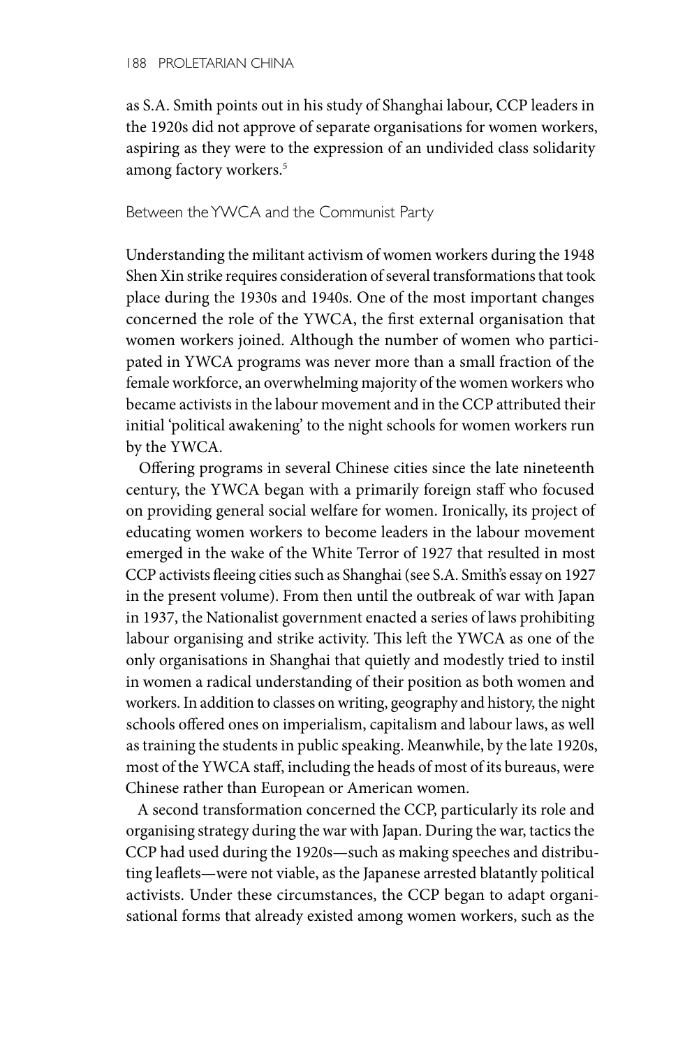as S.A. Smith points out in his study of Shanghai labour, CCP leaders in the 1920s did not approve of separate organisations for women workers, aspiring as they were to the expression of an undivided class solidarity among factory workers.[5]

## Between the YWCA and the Communist Party

Understanding the militant activism of women workers during the 1948 Shen Xin strike requires consideration of several transformations that took place during the 1930s and 1940s. One of the most important changes concerned the role of the YWCA, the first external organisation that women workers joined. Although the number of women who participated in YWCA programs was never more than a small fraction of the female workforce, an overwhelming majority of the women workers who became activists in the labour movement and in the CCP attributed their initial 'political awakening' to the night schools for women workers run by the YWCA.

Offering programs in several Chinese cities since the late nineteenth century, the YWCA began with a primarily foreign staff who focused on providing general social welfare for women. Ironically, its project of educating women workers to become leaders in the labour movement emerged in the wake of the White Terror of 1927 that resulted in most CCP activists fleeing cities such as Shanghai (see S.A. Smith's essay on 1927 in the present volume). From then until the outbreak of war with Japan in 1937, the Nationalist government enacted a series of laws prohibiting labour organising and strike activity. This left the YWCA as one of the only organisations in Shanghai that quietly and modestly tried to instil in women a radical understanding of their position as both women and workers. In addition to classes on writing, geography and history, the night schools offered ones on imperialism, capitalism and labour laws, as well as training the students in public speaking. Meanwhile, by the late 1920s, most of the YWCA staff, including the heads of most of its bureaus, were Chinese rather than European or American women.

A second transformation concerned the CCP, particularly its role and organising strategy during the war with Japan. During the war, tactics the CCP had used during the 1920s—such as making speeches and distributing leaflets—were not viable, as the Japanese arrested blatantly political activists. Under these circumstances, the CCP began to adapt organisational forms that already existed among women workers, such as the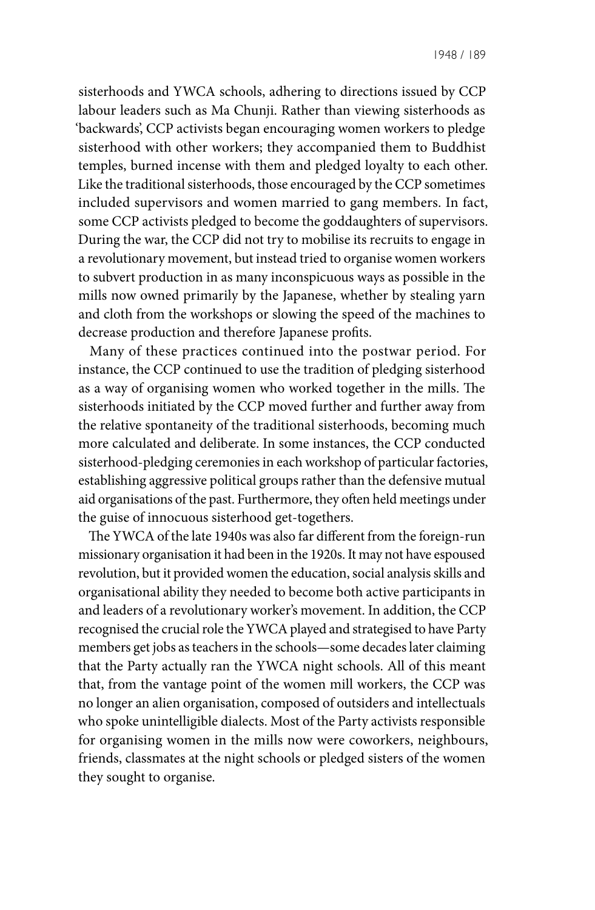sisterhoods and YWCA schools, adhering to directions issued by CCP labour leaders such as Ma Chunji. Rather than viewing sisterhoods as 'backwards', CCP activists began encouraging women workers to pledge sisterhood with other workers; they accompanied them to Buddhist temples, burned incense with them and pledged loyalty to each other. Like the traditional sisterhoods, those encouraged by the CCP sometimes included supervisors and women married to gang members. In fact, some CCP activists pledged to become the goddaughters of supervisors. During the war, the CCP did not try to mobilise its recruits to engage in a revolutionary movement, but instead tried to organise women workers to subvert production in as many inconspicuous ways as possible in the mills now owned primarily by the Japanese, whether by stealing yarn and cloth from the workshops or slowing the speed of the machines to decrease production and therefore Japanese profits.

Many of these practices continued into the postwar period. For instance, the CCP continued to use the tradition of pledging sisterhood as a way of organising women who worked together in the mills. The sisterhoods initiated by the CCP moved further and further away from the relative spontaneity of the traditional sisterhoods, becoming much more calculated and deliberate. In some instances, the CCP conducted sisterhood-pledging ceremonies in each workshop of particular factories, establishing aggressive political groups rather than the defensive mutual aid organisations of the past. Furthermore, they often held meetings under the guise of innocuous sisterhood get-togethers.

The YWCA of the late 1940s was also far different from the foreign-run missionary organisation it had been in the 1920s. It may not have espoused revolution, but it provided women the education, social analysis skills and organisational ability they needed to become both active participants in and leaders of a revolutionary worker's movement. In addition, the CCP recognised the crucial role the YWCA played and strategised to have Party members get jobs as teachers in the schools—some decades later claiming that the Party actually ran the YWCA night schools. All of this meant that, from the vantage point of the women mill workers, the CCP was no longer an alien organisation, composed of outsiders and intellectuals who spoke unintelligible dialects. Most of the Party activists responsible for organising women in the mills now were coworkers, neighbours, friends, classmates at the night schools or pledged sisters of the women they sought to organise.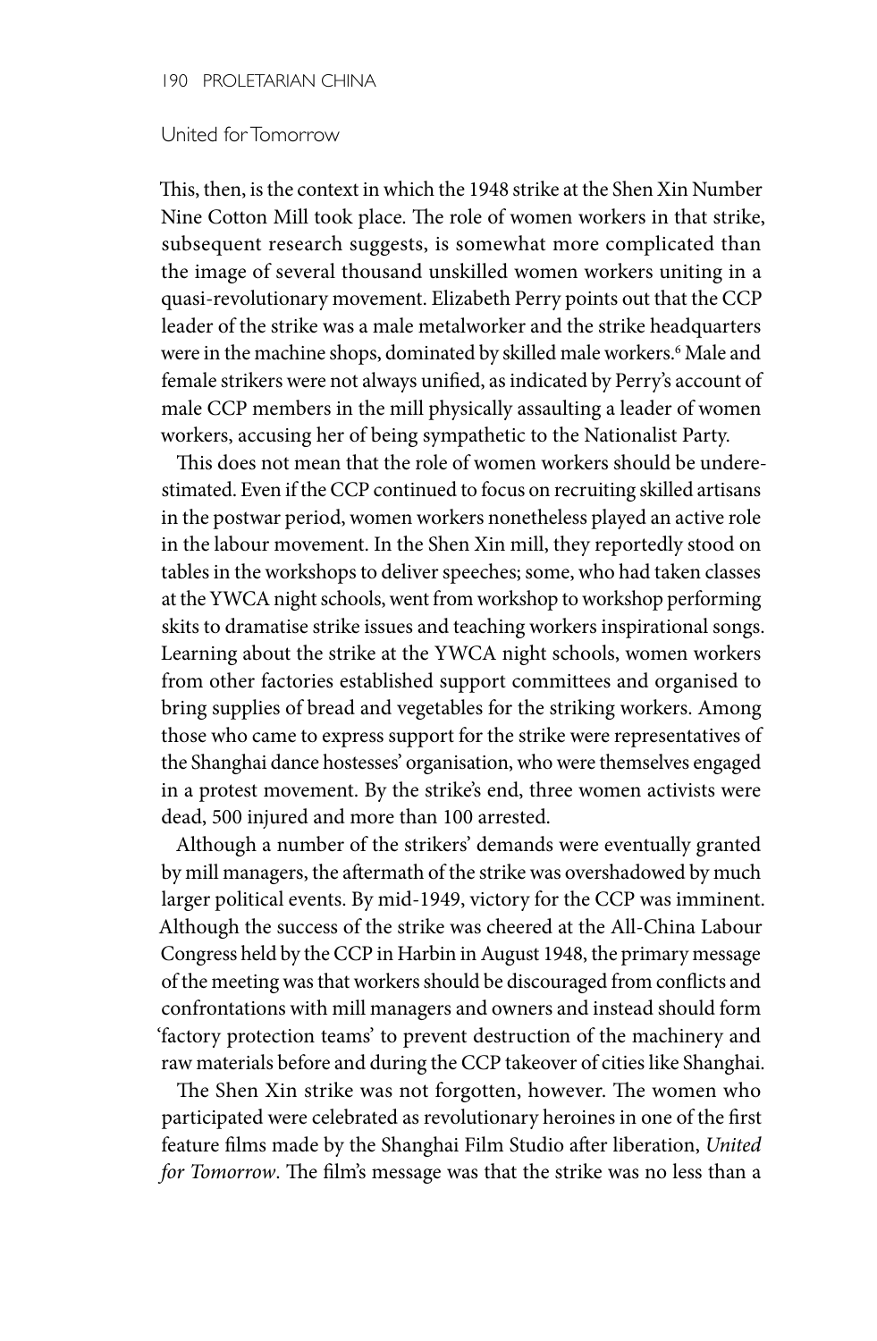## United for Tomorrow

This, then, is the context in which the 1948 strike at the Shen Xin Number Nine Cotton Mill took place. The role of women workers in that strike, subsequent research suggests, is somewhat more complicated than the image of several thousand unskilled women workers uniting in a quasi-revolutionary movement. Elizabeth Perry points out that the CCP leader of the strike was a male metalworker and the strike headquarters were in the machine shops, dominated by skilled male workers.[6] Male and female strikers were not always unified, as indicated by Perry's account of male CCP members in the mill physically assaulting a leader of women workers, accusing her of being sympathetic to the Nationalist Party.

This does not mean that the role of women workers should be underestimated. Even if the CCP continued to focus on recruiting skilled artisans in the postwar period, women workers nonetheless played an active role in the labour movement. In the Shen Xin mill, they reportedly stood on tables in the workshops to deliver speeches; some, who had taken classes at the YWCA night schools, went from workshop to workshop performing skits to dramatise strike issues and teaching workers inspirational songs. Learning about the strike at the YWCA night schools, women workers from other factories established support committees and organised to bring supplies of bread and vegetables for the striking workers. Among those who came to express support for the strike were representatives of the Shanghai dance hostesses' organisation, who were themselves engaged in a protest movement. By the strike's end, three women activists were dead, 500 injured and more than 100 arrested.

Although a number of the strikers' demands were eventually granted by mill managers, the aftermath of the strike was overshadowed by much larger political events. By mid-1949, victory for the CCP was imminent. Although the success of the strike was cheered at the All-China Labour Congress held by the CCP in Harbin in August 1948, the primary message of the meeting was that workers should be discouraged from conflicts and confrontations with mill managers and owners and instead should form 'factory protection teams' to prevent destruction of the machinery and raw materials before and during the CCP takeover of cities like Shanghai.

The Shen Xin strike was not forgotten, however. The women who participated were celebrated as revolutionary heroines in one of the first feature films made by the Shanghai Film Studio after liberation, *United for Tomorrow*. The film's message was that the strike was no less than a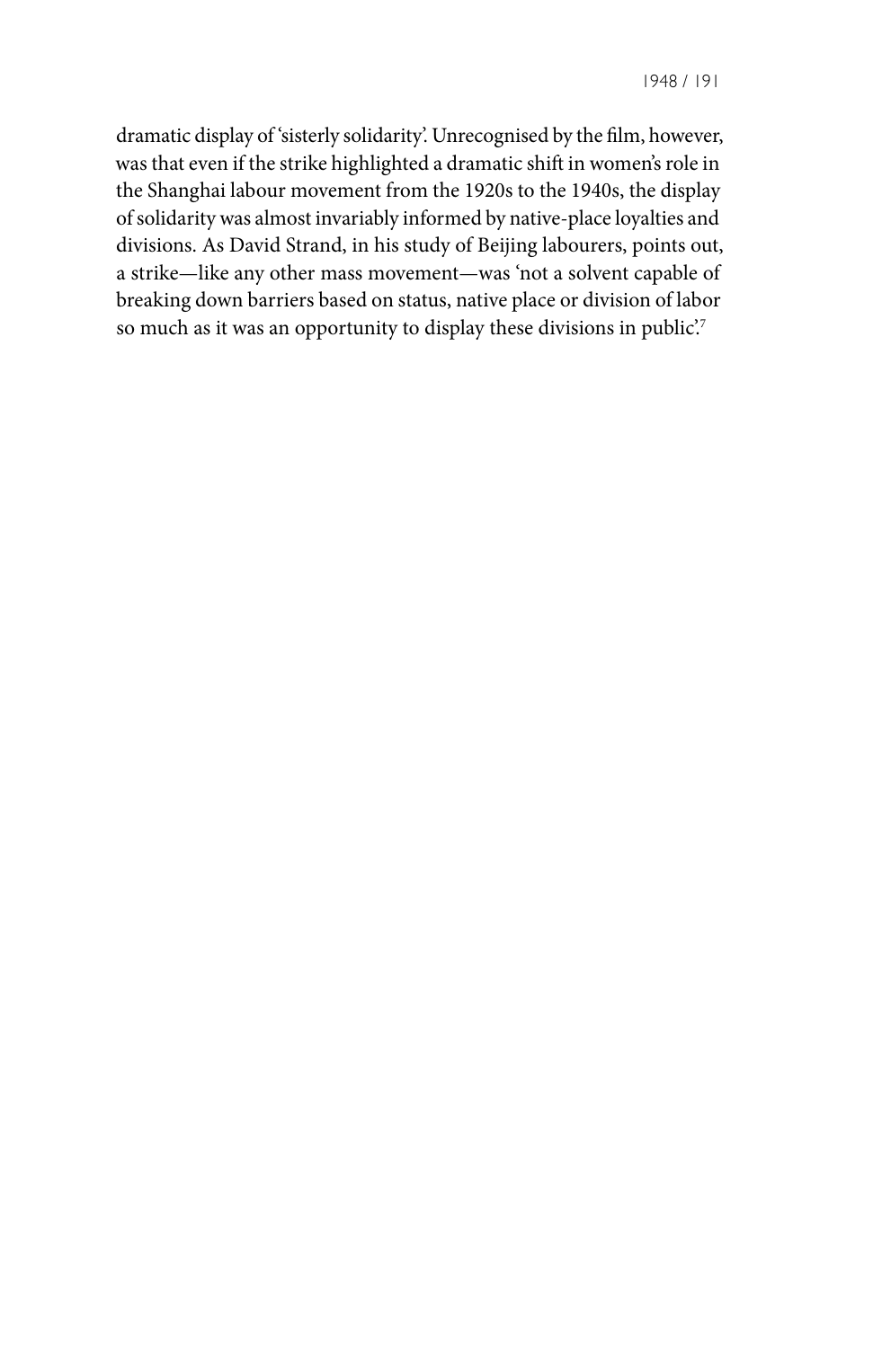dramatic display of 'sisterly solidarity'. Unrecognised by the film, however, was that even if the strike highlighted a dramatic shift in women's role in the Shanghai labour movement from the 1920s to the 1940s, the display of solidarity was almost invariably informed by native-place loyalties and divisions. As David Strand, in his study of Beijing labourers, points out, a strike—like any other mass movement—was 'not a solvent capable of breaking down barriers based on status, native place or division of labor so much as it was an opportunity to display these divisions in public'.[7]